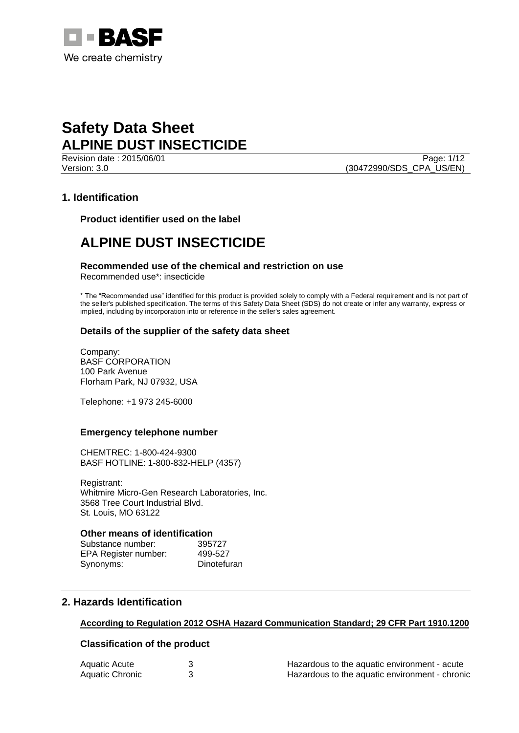BASF

We create chemistry

# Safety Data Sheet
# ALPINE DUST INSECTICIDE

Revision date : 2015/06/01
Version: 3.0 (30472990/SDS_CPA_US/EN)

## 1. Identification

### Product identifier used on the label

# ALPINE DUST INSECTICIDE

### Recommended use of the chemical and restriction on use

Recommended use*: insecticide

* The “Recommended use” identified for this product is provided solely to comply with a Federal requirement and is not part of the seller's published specification. The terms of this Safety Data Sheet (SDS) do not create or infer any warranty, express or implied, including by incorporation into or reference in the seller's sales agreement.

### Details of the supplier of the safety data sheet

Company:
BASF CORPORATION
100 Park Avenue
Florham Park, NJ 07932, USA

Telephone: +1 973 245-6000

### Emergency telephone number

CHEMTREC: 1-800-424-9300
BASF HOTLINE: 1-800-832-HELP (4357)

Registrant:
Whitmire Micro-Gen Research Laboratories, Inc.
3568 Tree Court Industrial Blvd.
St. Louis, MO 63122

### Other means of identification

| | |
|---|---|
| Substance number: | 395727 |
| EPA Register number: | 499-527 |
| Synonyms: | Dinotefuran |

## 2. Hazards Identification

**According to Regulation 2012 OSHA Hazard Communication Standard; 29 CFR Part 1910.1200**

### Classification of the product

| | | |
|---|---|---|
| Aquatic Acute | 3 | Hazardous to the aquatic environment - acute |
| Aquatic Chronic | 3 | Hazardous to the aquatic environment - chronic |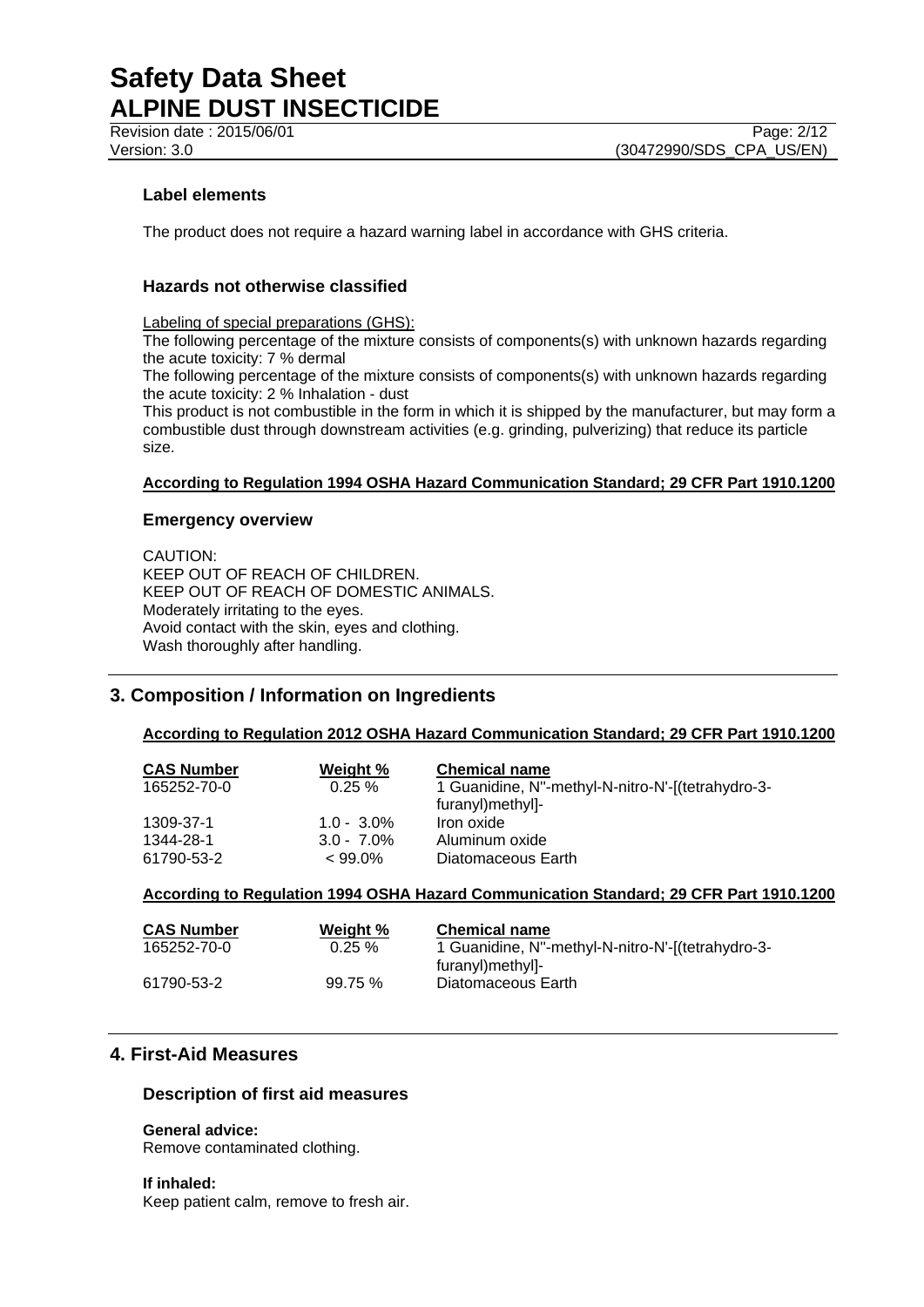### Label elements

The product does not require a hazard warning label in accordance with GHS criteria.

### Hazards not otherwise classified

Labeling of special preparations (GHS):
The following percentage of the mixture consists of components(s) with unknown hazards regarding the acute toxicity: 7 % dermal
The following percentage of the mixture consists of components(s) with unknown hazards regarding the acute toxicity: 2 % Inhalation - dust
This product is not combustible in the form in which it is shipped by the manufacturer, but may form a combustible dust through downstream activities (e.g. grinding, pulverizing) that reduce its particle size.

**According to Regulation 1994 OSHA Hazard Communication Standard; 29 CFR Part 1910.1200**

### Emergency overview

CAUTION:
KEEP OUT OF REACH OF CHILDREN.
KEEP OUT OF REACH OF DOMESTIC ANIMALS.
Moderately irritating to the eyes.
Avoid contact with the skin, eyes and clothing.
Wash thoroughly after handling.

## 3. Composition / Information on Ingredients

**According to Regulation 2012 OSHA Hazard Communication Standard; 29 CFR Part 1910.1200**

| CAS Number | Weight % | Chemical name |
|---|---|---|
| 165252-70-0 | 0.25 % | 1 Guanidine, N''-methyl-N-nitro-N'-[(tetrahydro-3-furanyl)methyl]- |
| 1309-37-1 | 1.0 - 3.0% | Iron oxide |
| 1344-28-1 | 3.0 - 7.0% | Aluminum oxide |
| 61790-53-2 | < 99.0% | Diatomaceous Earth |

**According to Regulation 1994 OSHA Hazard Communication Standard; 29 CFR Part 1910.1200**

| CAS Number | Weight % | Chemical name |
|---|---|---|
| 165252-70-0 | 0.25 % | 1 Guanidine, N''-methyl-N-nitro-N'-[(tetrahydro-3-furanyl)methyl]- |
| 61790-53-2 | 99.75 % | Diatomaceous Earth |

## 4. First-Aid Measures

### Description of first aid measures

**General advice:**
Remove contaminated clothing.

**If inhaled:**
Keep patient calm, remove to fresh air.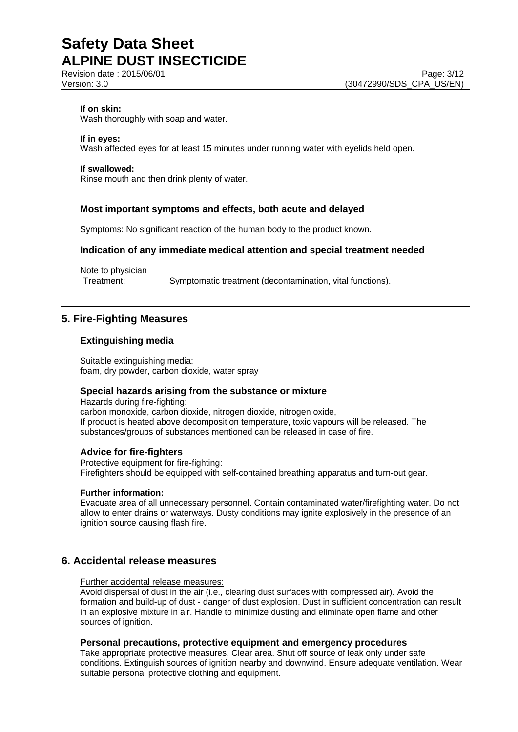**If on skin:**
Wash thoroughly with soap and water.

**If in eyes:**
Wash affected eyes for at least 15 minutes under running water with eyelids held open.

**If swallowed:**
Rinse mouth and then drink plenty of water.

### Most important symptoms and effects, both acute and delayed

Symptoms: No significant reaction of the human body to the product known.

### Indication of any immediate medical attention and special treatment needed

Note to physician
Treatment: Symptomatic treatment (decontamination, vital functions).

## 5. Fire-Fighting Measures

### Extinguishing media

Suitable extinguishing media:
foam, dry powder, carbon dioxide, water spray

### Special hazards arising from the substance or mixture

Hazards during fire-fighting:
carbon monoxide, carbon dioxide, nitrogen dioxide, nitrogen oxide,
If product is heated above decomposition temperature, toxic vapours will be released. The substances/groups of substances mentioned can be released in case of fire.

### Advice for fire-fighters

Protective equipment for fire-fighting:
Firefighters should be equipped with self-contained breathing apparatus and turn-out gear.

**Further information:**
Evacuate area of all unnecessary personnel. Contain contaminated water/firefighting water. Do not allow to enter drains or waterways. Dusty conditions may ignite explosively in the presence of an ignition source causing flash fire.

## 6. Accidental release measures

Further accidental release measures:
Avoid dispersal of dust in the air (i.e., clearing dust surfaces with compressed air). Avoid the formation and build-up of dust - danger of dust explosion. Dust in sufficient concentration can result in an explosive mixture in air. Handle to minimize dusting and eliminate open flame and other sources of ignition.

### Personal precautions, protective equipment and emergency procedures

Take appropriate protective measures. Clear area. Shut off source of leak only under safe conditions. Extinguish sources of ignition nearby and downwind. Ensure adequate ventilation. Wear suitable personal protective clothing and equipment.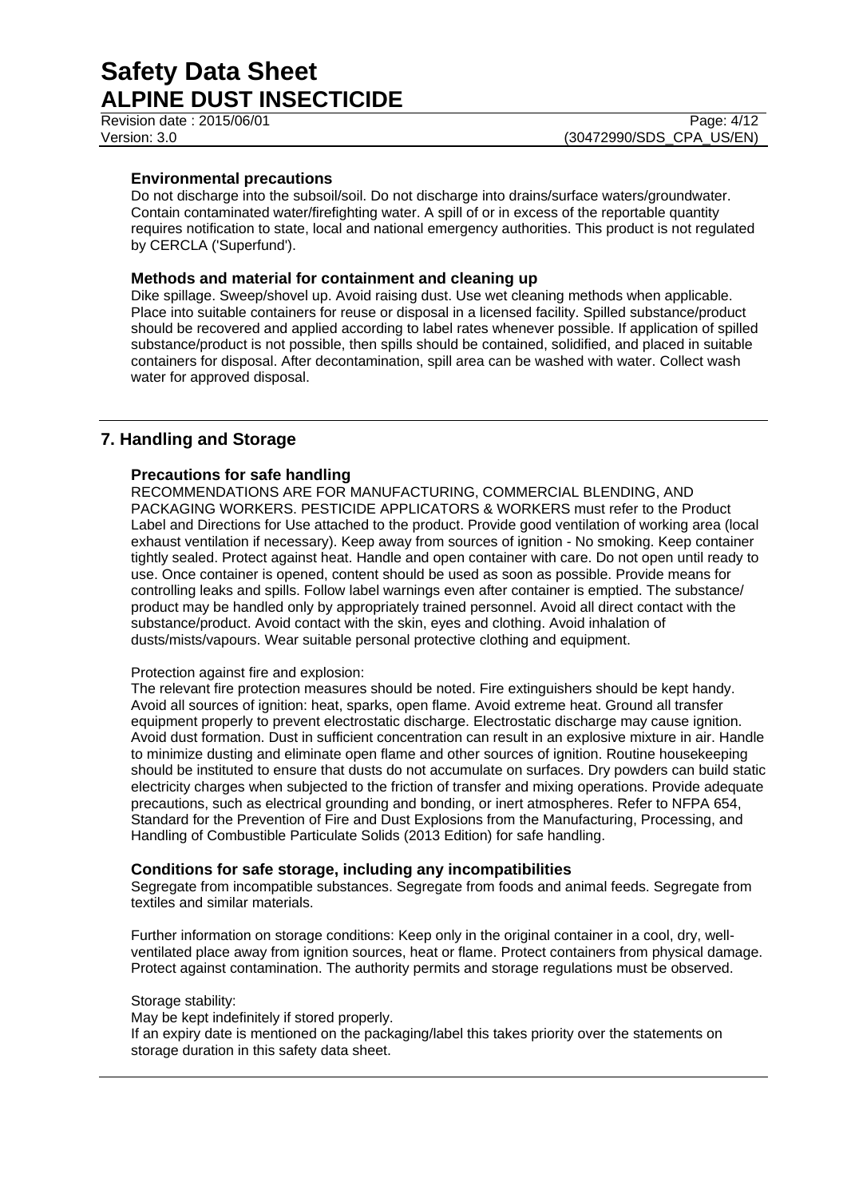### Environmental precautions

Do not discharge into the subsoil/soil. Do not discharge into drains/surface waters/groundwater. Contain contaminated water/firefighting water. A spill of or in excess of the reportable quantity requires notification to state, local and national emergency authorities. This product is not regulated by CERCLA ('Superfund').

### Methods and material for containment and cleaning up

Dike spillage. Sweep/shovel up. Avoid raising dust. Use wet cleaning methods when applicable. Place into suitable containers for reuse or disposal in a licensed facility. Spilled substance/product should be recovered and applied according to label rates whenever possible. If application of spilled substance/product is not possible, then spills should be contained, solidified, and placed in suitable containers for disposal. After decontamination, spill area can be washed with water. Collect wash water for approved disposal.

## 7. Handling and Storage

### Precautions for safe handling

RECOMMENDATIONS ARE FOR MANUFACTURING, COMMERCIAL BLENDING, AND PACKAGING WORKERS. PESTICIDE APPLICATORS & WORKERS must refer to the Product Label and Directions for Use attached to the product. Provide good ventilation of working area (local exhaust ventilation if necessary). Keep away from sources of ignition - No smoking. Keep container tightly sealed. Protect against heat. Handle and open container with care. Do not open until ready to use. Once container is opened, content should be used as soon as possible. Provide means for controlling leaks and spills. Follow label warnings even after container is emptied. The substance/ product may be handled only by appropriately trained personnel. Avoid all direct contact with the substance/product. Avoid contact with the skin, eyes and clothing. Avoid inhalation of dusts/mists/vapours. Wear suitable personal protective clothing and equipment.

Protection against fire and explosion:

The relevant fire protection measures should be noted. Fire extinguishers should be kept handy. Avoid all sources of ignition: heat, sparks, open flame. Avoid extreme heat. Ground all transfer equipment properly to prevent electrostatic discharge. Electrostatic discharge may cause ignition. Avoid dust formation. Dust in sufficient concentration can result in an explosive mixture in air. Handle to minimize dusting and eliminate open flame and other sources of ignition. Routine housekeeping should be instituted to ensure that dusts do not accumulate on surfaces. Dry powders can build static electricity charges when subjected to the friction of transfer and mixing operations. Provide adequate precautions, such as electrical grounding and bonding, or inert atmospheres. Refer to NFPA 654, Standard for the Prevention of Fire and Dust Explosions from the Manufacturing, Processing, and Handling of Combustible Particulate Solids (2013 Edition) for safe handling.

### Conditions for safe storage, including any incompatibilities

Segregate from incompatible substances. Segregate from foods and animal feeds. Segregate from textiles and similar materials.

Further information on storage conditions: Keep only in the original container in a cool, dry, well-ventilated place away from ignition sources, heat or flame. Protect containers from physical damage. Protect against contamination. The authority permits and storage regulations must be observed.

Storage stability:

May be kept indefinitely if stored properly.

If an expiry date is mentioned on the packaging/label this takes priority over the statements on storage duration in this safety data sheet.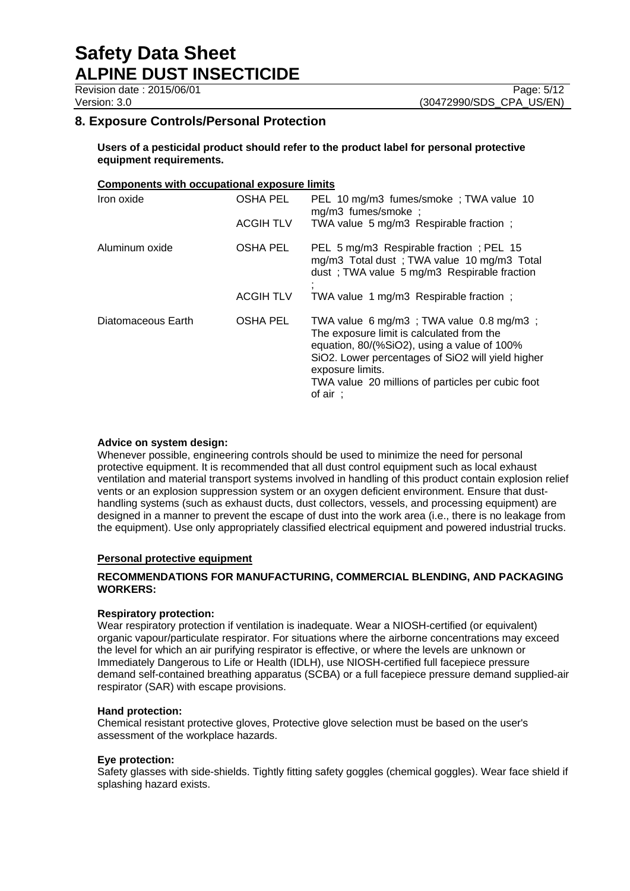## 8. Exposure Controls/Personal Protection

**Users of a pesticidal product should refer to the product label for personal protective equipment requirements.**

**Components with occupational exposure limits**

| | | |
|---|---|---|
| Iron oxide | OSHA PEL | PEL 10 mg/m3 fumes/smoke ; TWA value 10 mg/m3 fumes/smoke ; |
| | ACGIH TLV | TWA value 5 mg/m3 Respirable fraction ; |
| Aluminum oxide | OSHA PEL | PEL 5 mg/m3 Respirable fraction ; PEL 15 mg/m3 Total dust ; TWA value 10 mg/m3 Total dust ; TWA value 5 mg/m3 Respirable fraction ; |
| | ACGIH TLV | TWA value 1 mg/m3 Respirable fraction ; |
| Diatomaceous Earth | OSHA PEL | TWA value 6 mg/m3 ; TWA value 0.8 mg/m3 ; The exposure limit is calculated from the equation, 80/(%SiO2), using a value of 100% SiO2. Lower percentages of SiO2 will yield higher exposure limits. TWA value 20 millions of particles per cubic foot of air ; |

**Advice on system design:**

Whenever possible, engineering controls should be used to minimize the need for personal protective equipment. It is recommended that all dust control equipment such as local exhaust ventilation and material transport systems involved in handling of this product contain explosion relief vents or an explosion suppression system or an oxygen deficient environment. Ensure that dust-handling systems (such as exhaust ducts, dust collectors, vessels, and processing equipment) are designed in a manner to prevent the escape of dust into the work area (i.e., there is no leakage from the equipment). Use only appropriately classified electrical equipment and powered industrial trucks.

**Personal protective equipment**

**RECOMMENDATIONS FOR MANUFACTURING, COMMERCIAL BLENDING, AND PACKAGING WORKERS:**

**Respiratory protection:**

Wear respiratory protection if ventilation is inadequate. Wear a NIOSH-certified (or equivalent) organic vapour/particulate respirator. For situations where the airborne concentrations may exceed the level for which an air purifying respirator is effective, or where the levels are unknown or Immediately Dangerous to Life or Health (IDLH), use NIOSH-certified full facepiece pressure demand self-contained breathing apparatus (SCBA) or a full facepiece pressure demand supplied-air respirator (SAR) with escape provisions.

**Hand protection:**

Chemical resistant protective gloves, Protective glove selection must be based on the user's assessment of the workplace hazards.

**Eye protection:**

Safety glasses with side-shields. Tightly fitting safety goggles (chemical goggles). Wear face shield if splashing hazard exists.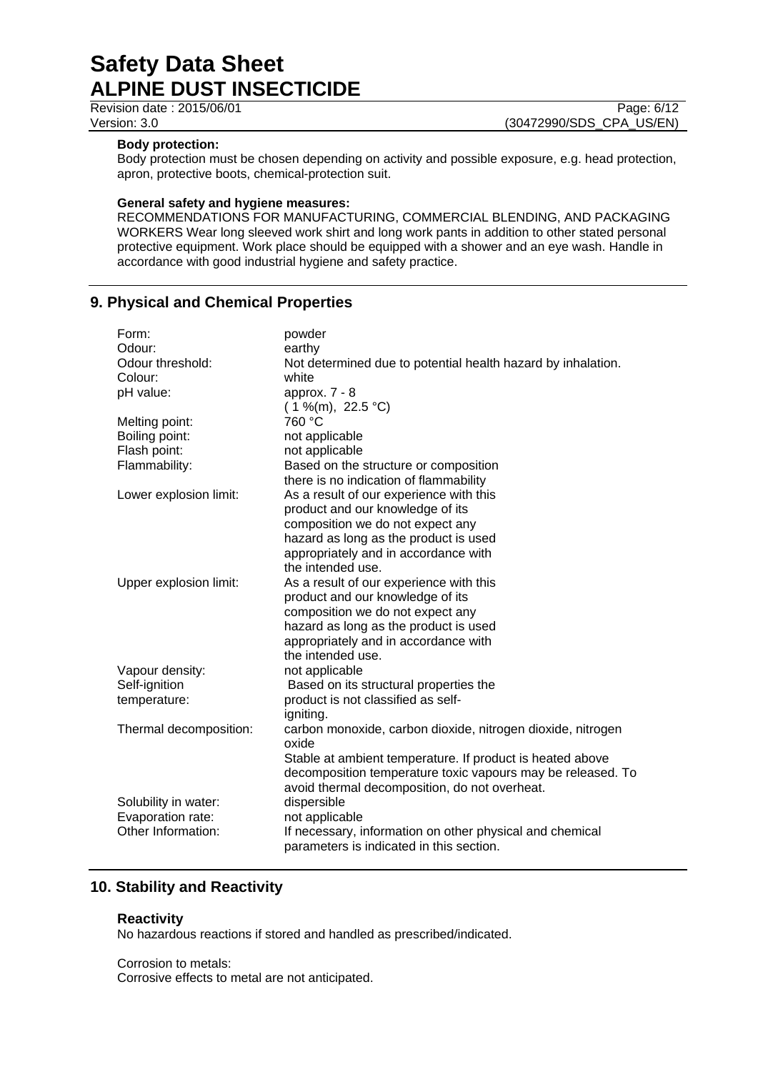**Body protection:**
Body protection must be chosen depending on activity and possible exposure, e.g. head protection, apron, protective boots, chemical-protection suit.

**General safety and hygiene measures:**
RECOMMENDATIONS FOR MANUFACTURING, COMMERCIAL BLENDING, AND PACKAGING WORKERS Wear long sleeved work shirt and long work pants in addition to other stated personal protective equipment. Work place should be equipped with a shower and an eye wash. Handle in accordance with good industrial hygiene and safety practice.

## 9. Physical and Chemical Properties

| | |
|---|---|
| Form: | powder |
| Odour: | earthy |
| Odour threshold: | Not determined due to potential health hazard by inhalation. |
| Colour: | white |
| pH value: | approx. 7 - 8 ( 1 %(m), 22.5 °C) |
| Melting point: | 760 °C |
| Boiling point: | not applicable |
| Flash point: | not applicable |
| Flammability: | Based on the structure or composition there is no indication of flammability |
| Lower explosion limit: | As a result of our experience with this product and our knowledge of its composition we do not expect any hazard as long as the product is used appropriately and in accordance with the intended use. |
| Upper explosion limit: | As a result of our experience with this product and our knowledge of its composition we do not expect any hazard as long as the product is used appropriately and in accordance with the intended use. |
| Vapour density: | not applicable |
| Self-ignition temperature: | Based on its structural properties the product is not classified as self-igniting. |
| Thermal decomposition: | carbon monoxide, carbon dioxide, nitrogen dioxide, nitrogen oxide<br>Stable at ambient temperature. If product is heated above decomposition temperature toxic vapours may be released. To avoid thermal decomposition, do not overheat. |
| Solubility in water: | dispersible |
| Evaporation rate: | not applicable |
| Other Information: | If necessary, information on other physical and chemical parameters is indicated in this section. |

## 10. Stability and Reactivity

### Reactivity

No hazardous reactions if stored and handled as prescribed/indicated.

Corrosion to metals:
Corrosive effects to metal are not anticipated.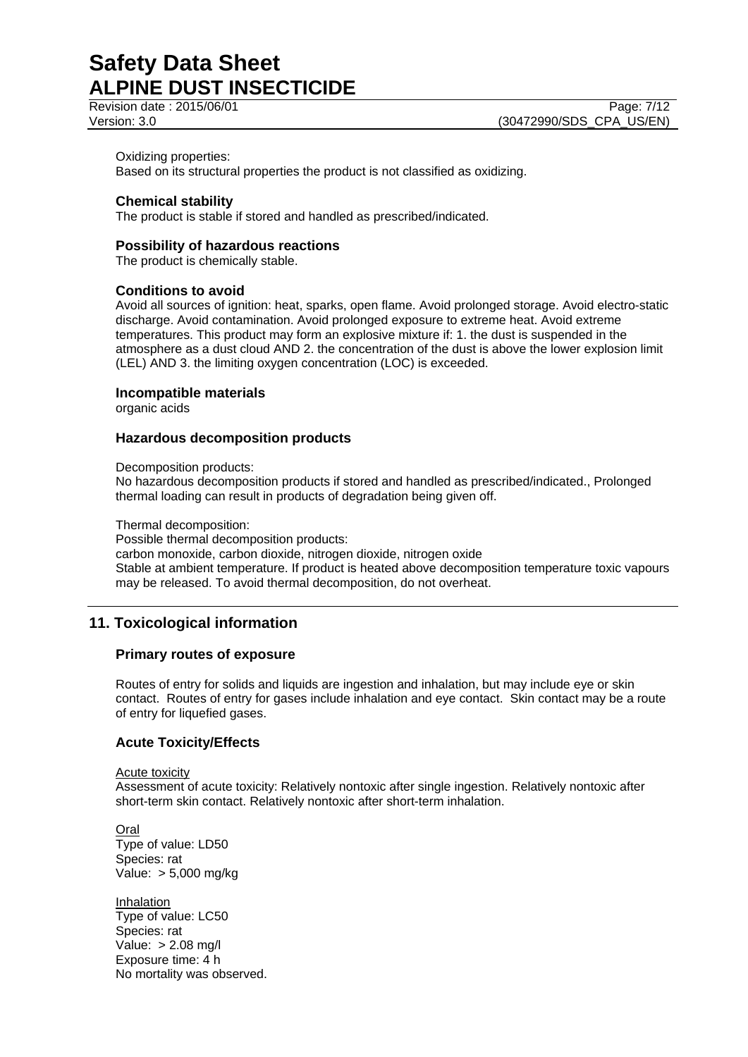Oxidizing properties:
Based on its structural properties the product is not classified as oxidizing.

### Chemical stability

The product is stable if stored and handled as prescribed/indicated.

### Possibility of hazardous reactions

The product is chemically stable.

### Conditions to avoid

Avoid all sources of ignition: heat, sparks, open flame. Avoid prolonged storage. Avoid electro-static discharge. Avoid contamination. Avoid prolonged exposure to extreme heat. Avoid extreme temperatures. This product may form an explosive mixture if: 1. the dust is suspended in the atmosphere as a dust cloud AND 2. the concentration of the dust is above the lower explosion limit (LEL) AND 3. the limiting oxygen concentration (LOC) is exceeded.

### Incompatible materials

organic acids

### Hazardous decomposition products

Decomposition products:
No hazardous decomposition products if stored and handled as prescribed/indicated., Prolonged thermal loading can result in products of degradation being given off.

Thermal decomposition:
Possible thermal decomposition products:
carbon monoxide, carbon dioxide, nitrogen dioxide, nitrogen oxide
Stable at ambient temperature. If product is heated above decomposition temperature toxic vapours may be released. To avoid thermal decomposition, do not overheat.

## 11. Toxicological information

### Primary routes of exposure

Routes of entry for solids and liquids are ingestion and inhalation, but may include eye or skin contact. Routes of entry for gases include inhalation and eye contact. Skin contact may be a route of entry for liquefied gases.

### Acute Toxicity/Effects

Acute toxicity
Assessment of acute toxicity: Relatively nontoxic after single ingestion. Relatively nontoxic after short-term skin contact. Relatively nontoxic after short-term inhalation.

Oral
Type of value: LD50
Species: rat
Value: > 5,000 mg/kg

Inhalation
Type of value: LC50
Species: rat
Value: > 2.08 mg/l
Exposure time: 4 h
No mortality was observed.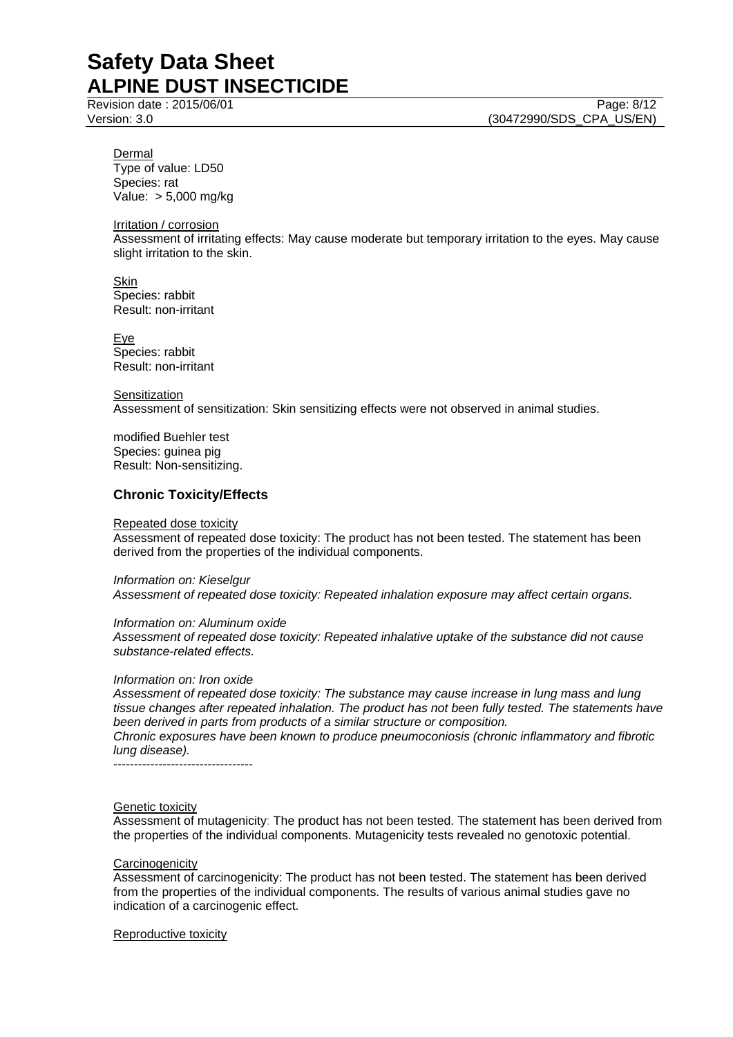Dermal

Type of value: LD50
Species: rat
Value: > 5,000 mg/kg

Irritation / corrosion

Assessment of irritating effects: May cause moderate but temporary irritation to the eyes. May cause slight irritation to the skin.

Skin

Species: rabbit
Result: non-irritant

Eye

Species: rabbit
Result: non-irritant

Sensitization

Assessment of sensitization: Skin sensitizing effects were not observed in animal studies.

modified Buehler test
Species: guinea pig
Result: Non-sensitizing.

### Chronic Toxicity/Effects

Repeated dose toxicity

Assessment of repeated dose toxicity: The product has not been tested. The statement has been derived from the properties of the individual components.

*Information on: Kieselgur*
*Assessment of repeated dose toxicity: Repeated inhalation exposure may affect certain organs.*

*Information on: Aluminum oxide*
*Assessment of repeated dose toxicity: Repeated inhalative uptake of the substance did not cause substance-related effects.*

*Information on: Iron oxide*
*Assessment of repeated dose toxicity: The substance may cause increase in lung mass and lung tissue changes after repeated inhalation. The product has not been fully tested. The statements have been derived in parts from products of a similar structure or composition.*
*Chronic exposures have been known to produce pneumoconiosis (chronic inflammatory and fibrotic lung disease).*

----------------------------------

Genetic toxicity

Assessment of mutagenicity: The product has not been tested. The statement has been derived from the properties of the individual components. Mutagenicity tests revealed no genotoxic potential.

Carcinogenicity

Assessment of carcinogenicity: The product has not been tested. The statement has been derived from the properties of the individual components. The results of various animal studies gave no indication of a carcinogenic effect.

Reproductive toxicity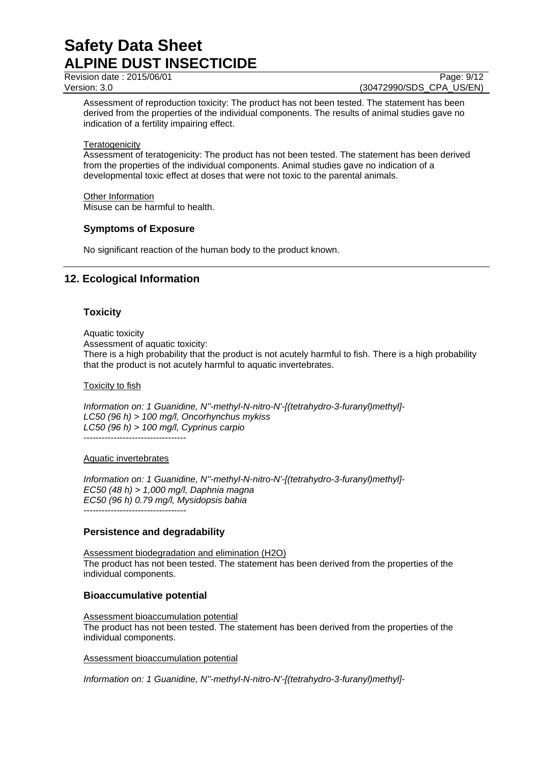Assessment of reproduction toxicity: The product has not been tested. The statement has been derived from the properties of the individual components. The results of animal studies gave no indication of a fertility impairing effect.

Teratogenicity

Assessment of teratogenicity: The product has not been tested. The statement has been derived from the properties of the individual components. Animal studies gave no indication of a developmental toxic effect at doses that were not toxic to the parental animals.

Other Information

Misuse can be harmful to health.

### Symptoms of Exposure

No significant reaction of the human body to the product known.

## 12. Ecological Information

### Toxicity

Aquatic toxicity

Assessment of aquatic toxicity:

There is a high probability that the product is not acutely harmful to fish. There is a high probability that the product is not acutely harmful to aquatic invertebrates.

Toxicity to fish

*Information on: 1 Guanidine, N''-methyl-N-nitro-N'-[(tetrahydro-3-furanyl)methyl]-*
*LC50 (96 h) > 100 mg/l, Oncorhynchus mykiss*
*LC50 (96 h) > 100 mg/l, Cyprinus carpio*
----------------------------------

Aquatic invertebrates

*Information on: 1 Guanidine, N''-methyl-N-nitro-N'-[(tetrahydro-3-furanyl)methyl]-*
*EC50 (48 h) > 1,000 mg/l, Daphnia magna*
*EC50 (96 h) 0.79 mg/l, Mysidopsis bahia*
----------------------------------

### Persistence and degradability

Assessment biodegradation and elimination (H2O)

The product has not been tested. The statement has been derived from the properties of the individual components.

### Bioaccumulative potential

Assessment bioaccumulation potential

The product has not been tested. The statement has been derived from the properties of the individual components.

Assessment bioaccumulation potential

*Information on: 1 Guanidine, N''-methyl-N-nitro-N'-[(tetrahydro-3-furanyl)methyl]-*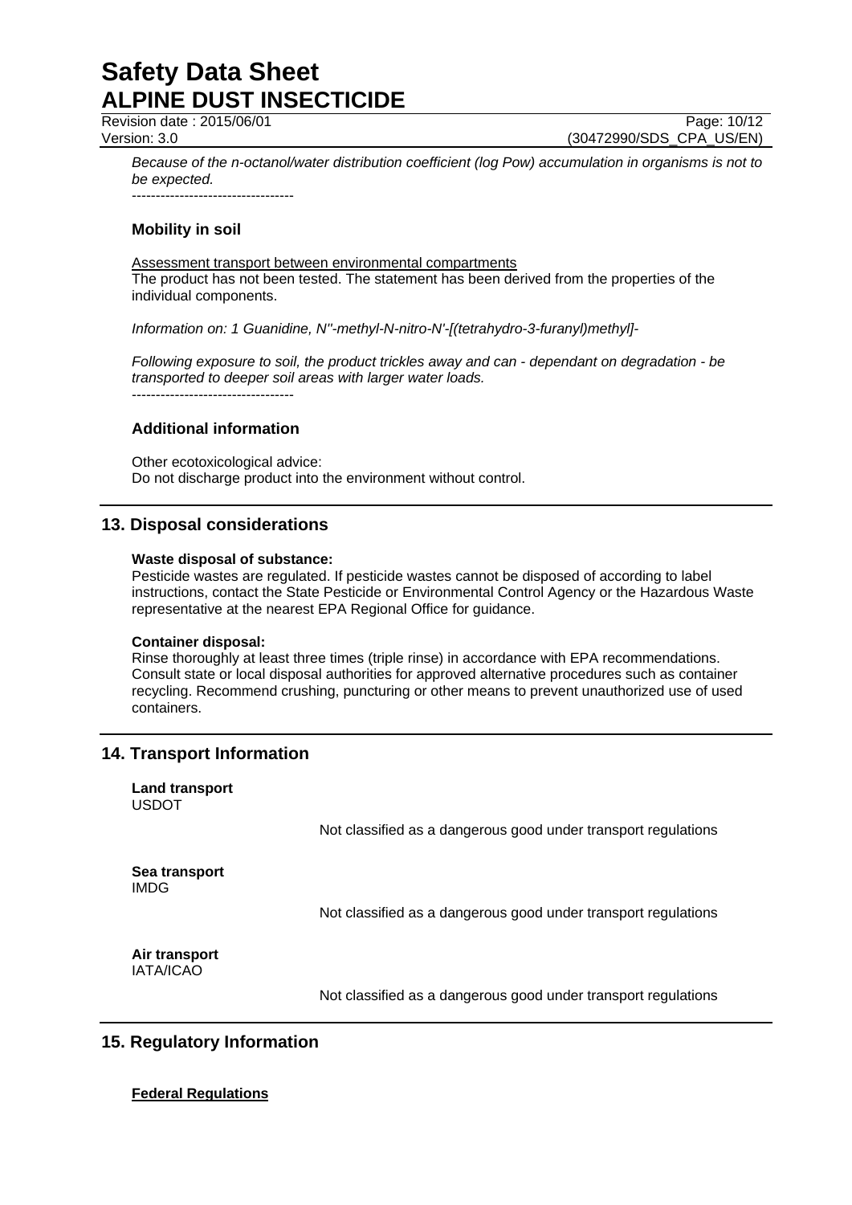*Because of the n-octanol/water distribution coefficient (log Pow) accumulation in organisms is not to be expected.*

----------------------------------

### Mobility in soil

Assessment transport between environmental compartments
The product has not been tested. The statement has been derived from the properties of the individual components.

*Information on: 1 Guanidine, N''-methyl-N-nitro-N'-[(tetrahydro-3-furanyl)methyl]-*

*Following exposure to soil, the product trickles away and can - dependant on degradation - be transported to deeper soil areas with larger water loads.*

----------------------------------

### Additional information

Other ecotoxicological advice:
Do not discharge product into the environment without control.

## 13. Disposal considerations

**Waste disposal of substance:**
Pesticide wastes are regulated. If pesticide wastes cannot be disposed of according to label instructions, contact the State Pesticide or Environmental Control Agency or the Hazardous Waste representative at the nearest EPA Regional Office for guidance.

**Container disposal:**
Rinse thoroughly at least three times (triple rinse) in accordance with EPA recommendations. Consult state or local disposal authorities for approved alternative procedures such as container recycling. Recommend crushing, puncturing or other means to prevent unauthorized use of used containers.

## 14. Transport Information

**Land transport**
USDOT

Not classified as a dangerous good under transport regulations

**Sea transport**
IMDG

Not classified as a dangerous good under transport regulations

**Air transport**
IATA/ICAO

Not classified as a dangerous good under transport regulations

## 15. Regulatory Information

**Federal Regulations**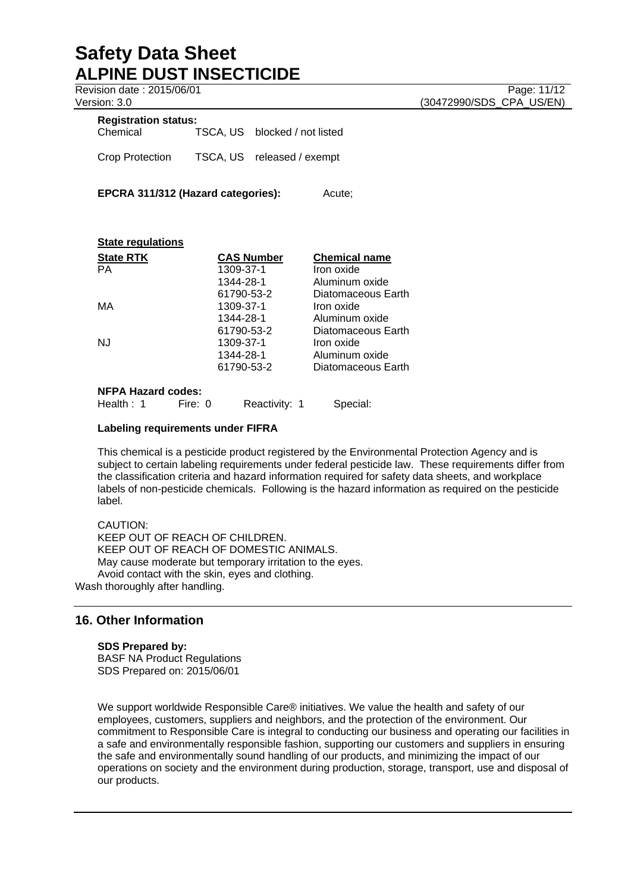**Registration status:**

| | | |
|---|---|---|
| Chemical | TSCA, US | blocked / not listed |
| Crop Protection | TSCA, US | released / exempt |

**EPCRA 311/312 (Hazard categories):** Acute;

**State regulations**

| State RTK | CAS Number | Chemical name |
|---|---|---|
| PA | 1309-37-1 | Iron oxide |
| | 1344-28-1 | Aluminum oxide |
| | 61790-53-2 | Diatomaceous Earth |
| MA | 1309-37-1 | Iron oxide |
| | 1344-28-1 | Aluminum oxide |
| | 61790-53-2 | Diatomaceous Earth |
| NJ | 1309-37-1 | Iron oxide |
| | 1344-28-1 | Aluminum oxide |
| | 61790-53-2 | Diatomaceous Earth |

**NFPA Hazard codes:**
Health : 1 Fire: 0 Reactivity: 1 Special:

**Labeling requirements under FIFRA**

This chemical is a pesticide product registered by the Environmental Protection Agency and is subject to certain labeling requirements under federal pesticide law. These requirements differ from the classification criteria and hazard information required for safety data sheets, and workplace labels of non-pesticide chemicals. Following is the hazard information as required on the pesticide label.

CAUTION:
KEEP OUT OF REACH OF CHILDREN.
KEEP OUT OF REACH OF DOMESTIC ANIMALS.
May cause moderate but temporary irritation to the eyes.
Avoid contact with the skin, eyes and clothing.
Wash thoroughly after handling.

## 16. Other Information

**SDS Prepared by:**
BASF NA Product Regulations
SDS Prepared on: 2015/06/01

We support worldwide Responsible Care® initiatives. We value the health and safety of our employees, customers, suppliers and neighbors, and the protection of the environment. Our commitment to Responsible Care is integral to conducting our business and operating our facilities in a safe and environmentally responsible fashion, supporting our customers and suppliers in ensuring the safe and environmentally sound handling of our products, and minimizing the impact of our operations on society and the environment during production, storage, transport, use and disposal of our products.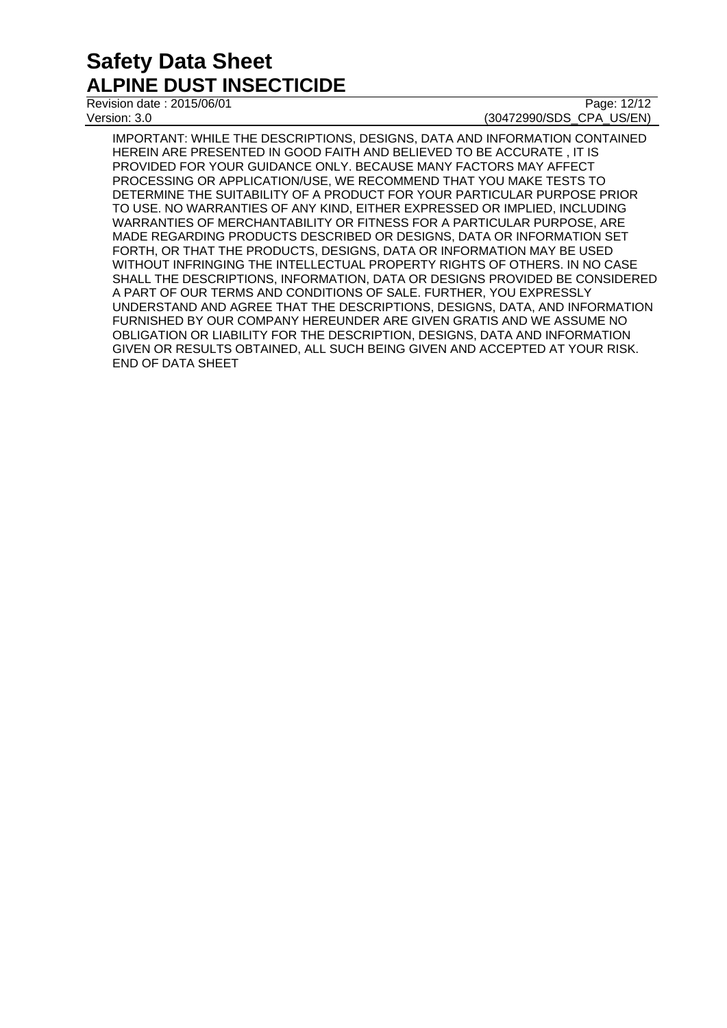IMPORTANT: WHILE THE DESCRIPTIONS, DESIGNS, DATA AND INFORMATION CONTAINED HEREIN ARE PRESENTED IN GOOD FAITH AND BELIEVED TO BE ACCURATE , IT IS PROVIDED FOR YOUR GUIDANCE ONLY. BECAUSE MANY FACTORS MAY AFFECT PROCESSING OR APPLICATION/USE, WE RECOMMEND THAT YOU MAKE TESTS TO DETERMINE THE SUITABILITY OF A PRODUCT FOR YOUR PARTICULAR PURPOSE PRIOR TO USE. NO WARRANTIES OF ANY KIND, EITHER EXPRESSED OR IMPLIED, INCLUDING WARRANTIES OF MERCHANTABILITY OR FITNESS FOR A PARTICULAR PURPOSE, ARE MADE REGARDING PRODUCTS DESCRIBED OR DESIGNS, DATA OR INFORMATION SET FORTH, OR THAT THE PRODUCTS, DESIGNS, DATA OR INFORMATION MAY BE USED WITHOUT INFRINGING THE INTELLECTUAL PROPERTY RIGHTS OF OTHERS. IN NO CASE SHALL THE DESCRIPTIONS, INFORMATION, DATA OR DESIGNS PROVIDED BE CONSIDERED A PART OF OUR TERMS AND CONDITIONS OF SALE. FURTHER, YOU EXPRESSLY UNDERSTAND AND AGREE THAT THE DESCRIPTIONS, DESIGNS, DATA, AND INFORMATION FURNISHED BY OUR COMPANY HEREUNDER ARE GIVEN GRATIS AND WE ASSUME NO OBLIGATION OR LIABILITY FOR THE DESCRIPTION, DESIGNS, DATA AND INFORMATION GIVEN OR RESULTS OBTAINED, ALL SUCH BEING GIVEN AND ACCEPTED AT YOUR RISK.

END OF DATA SHEET